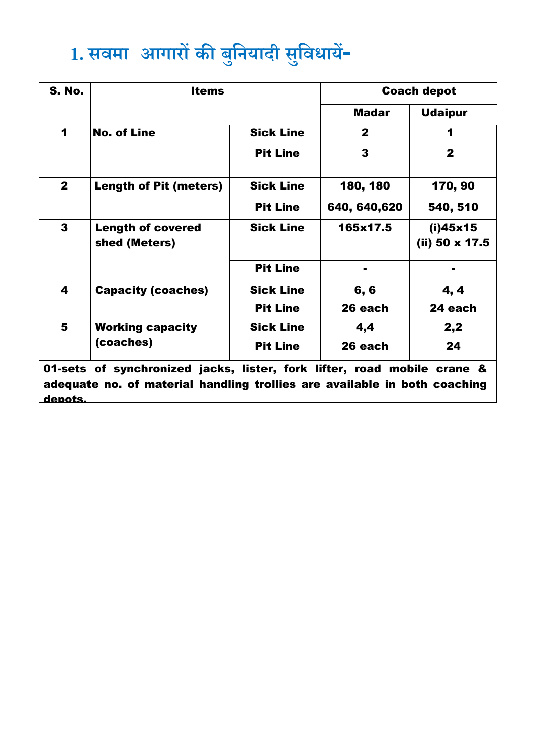# 1. सवमा आगारों की बुनियादी सुविधायें-

| S. No. | Items | | Coach depot | |
|---|---|---|---|---|
| | | | Madar | Udaipur |
| 1 | No. of Line | Sick Line | 2 | 1 |
| | | Pit Line | 3 | 2 |
| 2 | Length of Pit (meters) | Sick Line | 180, 180 | 170, 90 |
| | | Pit Line | 640, 640,620 | 540, 510 |
| 3 | Length of covered shed (Meters) | Sick Line | 165x17.5 | (i)45x15 (ii) 50 x 17.5 |
| | | Pit Line | - | - |
| 4 | Capacity (coaches) | Sick Line | 6, 6 | 4, 4 |
| | | Pit Line | 26 each | 24 each |
| 5 | Working capacity (coaches) | Sick Line | 4,4 | 2,2 |
| | | Pit Line | 26 each | 24 |
| 01-sets of synchronized jacks, lister, fork lifter, road mobile crane & adequate no. of material handling trollies are available in both coaching depots. | | | | |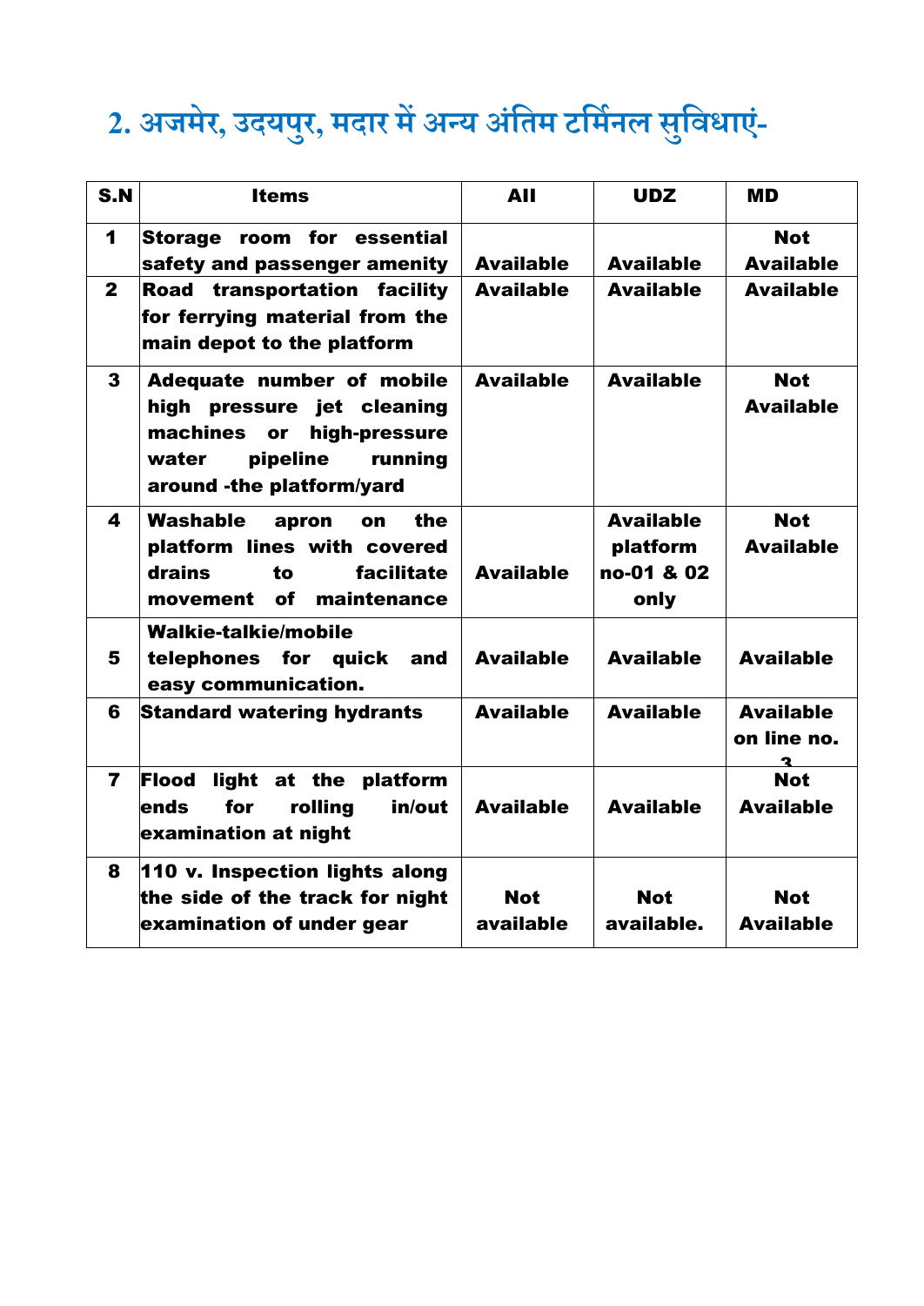## 2. अजमेर, उदयपुर, मदार में अन्य अंतिम टर्मिनल सुविधाएं-

| S.N | Items | AII | UDZ | MD |
|---|---|---|---|---|
| 1 | Storage room for essential safety and passenger amenity | Available | Available | Not Available |
| 2 | Road transportation facility for ferrying material from the main depot to the platform | Available | Available | Available |
| 3 | Adequate number of mobile high pressure jet cleaning machines or high-pressure water pipeline running around -the platform/yard | Available | Available | Not Available |
| 4 | Washable apron on the platform lines with covered drains to facilitate movement of maintenance | Available | Available platform no-01 & 02 only | Not Available |
| 5 | Walkie-talkie/mobile telephones for quick and easy communication. | Available | Available | Available |
| 6 | Standard watering hydrants | Available | Available | Available on line no. 3 |
| 7 | Flood light at the platform ends for rolling in/out examination at night | Available | Available | Not Available |
| 8 | 110 v. Inspection lights along the side of the track for night examination of under gear | Not available | Not available. | Not Available |